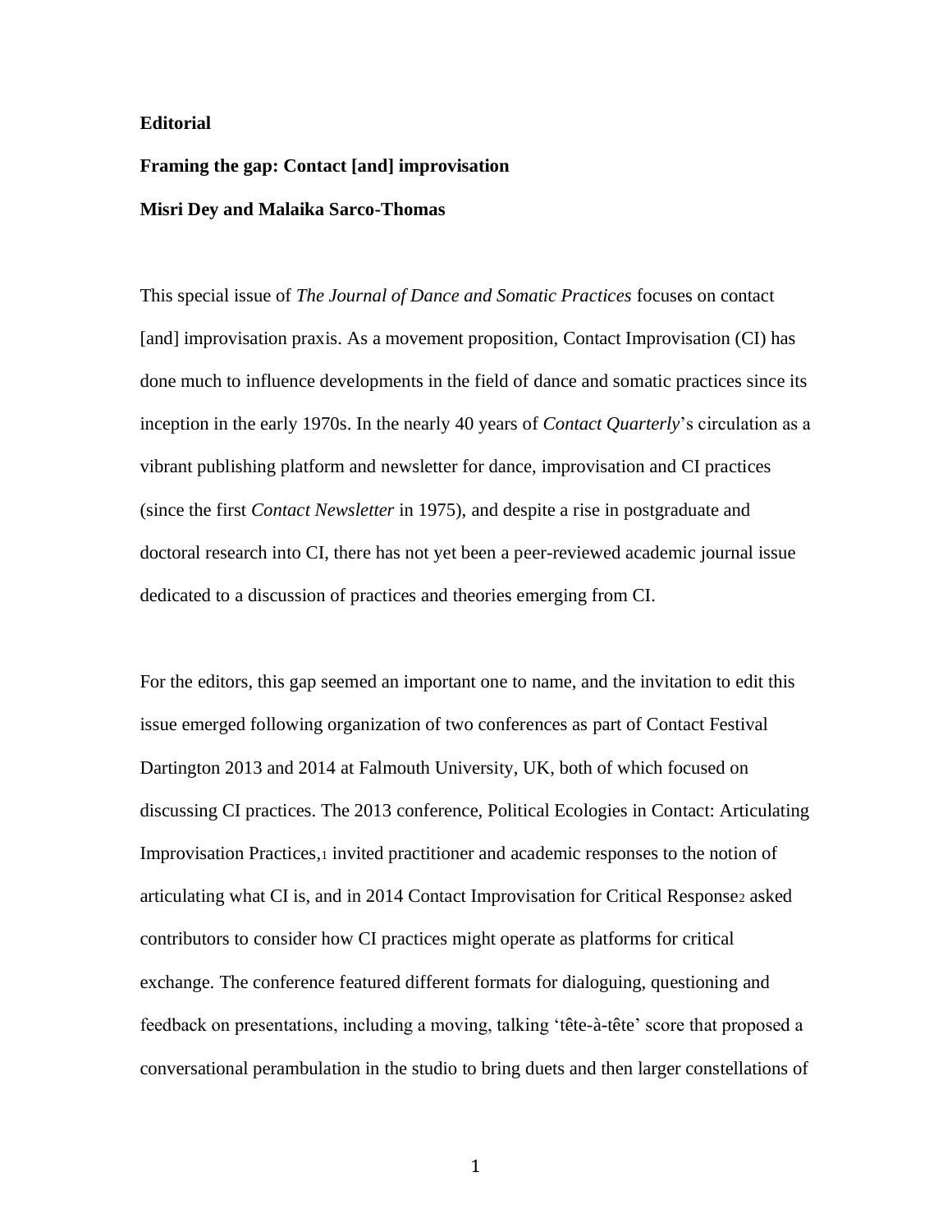**Editorial**

# Framing the gap: Contact [and] improvisation

**Misri Dey and Malaika Sarco-Thomas**

This special issue of *The Journal of Dance and Somatic Practices* focuses on contact [and] improvisation praxis. As a movement proposition, Contact Improvisation (CI) has done much to influence developments in the field of dance and somatic practices since its inception in the early 1970s. In the nearly 40 years of *Contact Quarterly*'s circulation as a vibrant publishing platform and newsletter for dance, improvisation and CI practices (since the first *Contact Newsletter* in 1975), and despite a rise in postgraduate and doctoral research into CI, there has not yet been a peer-reviewed academic journal issue dedicated to a discussion of practices and theories emerging from CI.

For the editors, this gap seemed an important one to name, and the invitation to edit this issue emerged following organization of two conferences as part of Contact Festival Dartington 2013 and 2014 at Falmouth University, UK, both of which focused on discussing CI practices. The 2013 conference, Political Ecologies in Contact: Articulating Improvisation Practices,[1] invited practitioner and academic responses to the notion of articulating what CI is, and in 2014 Contact Improvisation for Critical Response[2] asked contributors to consider how CI practices might operate as platforms for critical exchange. The conference featured different formats for dialoguing, questioning and feedback on presentations, including a moving, talking 'tête-à-tête' score that proposed a conversational perambulation in the studio to bring duets and then larger constellations of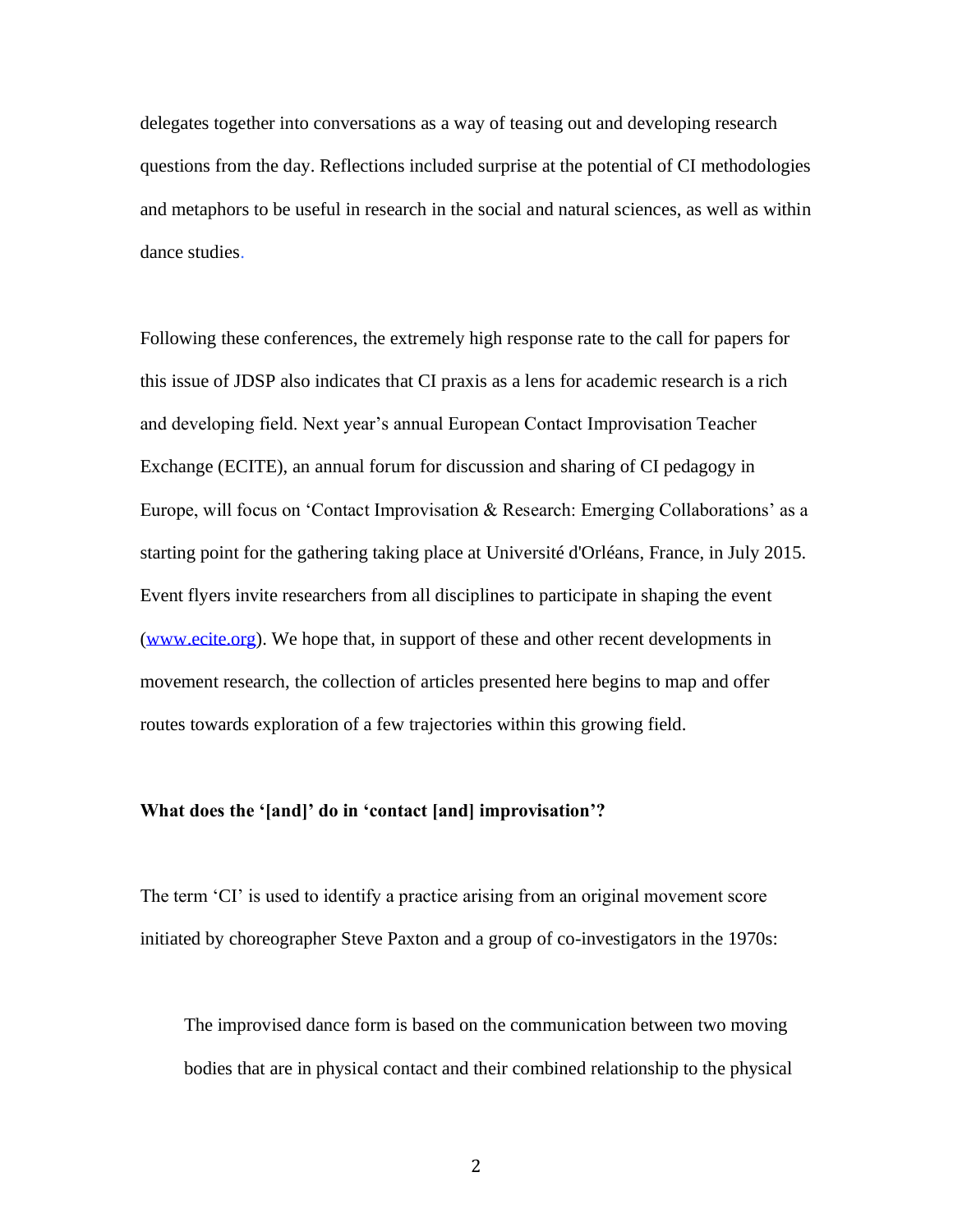delegates together into conversations as a way of teasing out and developing research questions from the day. Reflections included surprise at the potential of CI methodologies and metaphors to be useful in research in the social and natural sciences, as well as within dance studies.

Following these conferences, the extremely high response rate to the call for papers for this issue of JDSP also indicates that CI praxis as a lens for academic research is a rich and developing field. Next year's annual European Contact Improvisation Teacher Exchange (ECITE), an annual forum for discussion and sharing of CI pedagogy in Europe, will focus on 'Contact Improvisation & Research: Emerging Collaborations' as a starting point for the gathering taking place at Université d'Orléans, France, in July 2015. Event flyers invite researchers from all disciplines to participate in shaping the event (www.ecite.org). We hope that, in support of these and other recent developments in movement research, the collection of articles presented here begins to map and offer routes towards exploration of a few trajectories within this growing field.

**What does the '[and]' do in 'contact [and] improvisation'?**

The term 'CI' is used to identify a practice arising from an original movement score initiated by choreographer Steve Paxton and a group of co-investigators in the 1970s:

> The improvised dance form is based on the communication between two moving bodies that are in physical contact and their combined relationship to the physical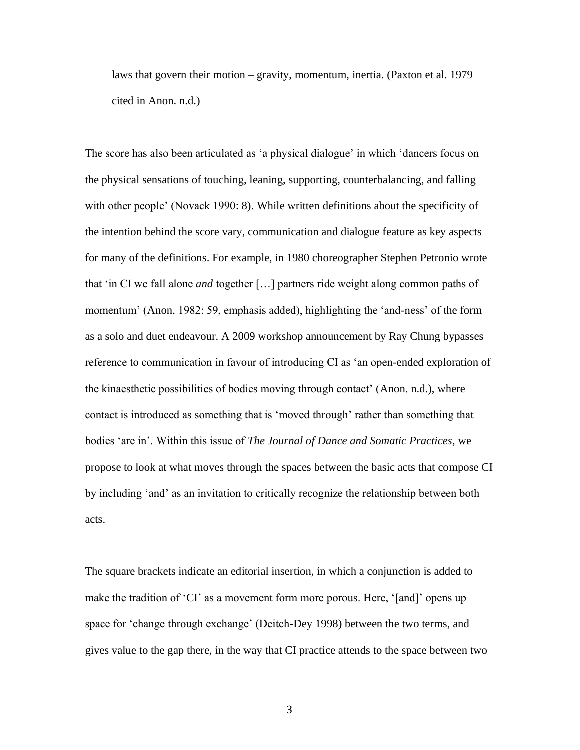> laws that govern their motion – gravity, momentum, inertia. (Paxton et al. 1979 cited in Anon. n.d.)

The score has also been articulated as 'a physical dialogue' in which 'dancers focus on the physical sensations of touching, leaning, supporting, counterbalancing, and falling with other people' (Novack 1990: 8). While written definitions about the specificity of the intention behind the score vary, communication and dialogue feature as key aspects for many of the definitions. For example, in 1980 choreographer Stephen Petronio wrote that 'in CI we fall alone *and* together […] partners ride weight along common paths of momentum' (Anon. 1982: 59, emphasis added), highlighting the 'and-ness' of the form as a solo and duet endeavour. A 2009 workshop announcement by Ray Chung bypasses reference to communication in favour of introducing CI as 'an open-ended exploration of the kinaesthetic possibilities of bodies moving through contact' (Anon. n.d.), where contact is introduced as something that is 'moved through' rather than something that bodies 'are in'. Within this issue of *The Journal of Dance and Somatic Practices*, we propose to look at what moves through the spaces between the basic acts that compose CI by including 'and' as an invitation to critically recognize the relationship between both acts.

The square brackets indicate an editorial insertion, in which a conjunction is added to make the tradition of 'CI' as a movement form more porous. Here, '[and]' opens up space for 'change through exchange' (Deitch-Dey 1998) between the two terms, and gives value to the gap there, in the way that CI practice attends to the space between two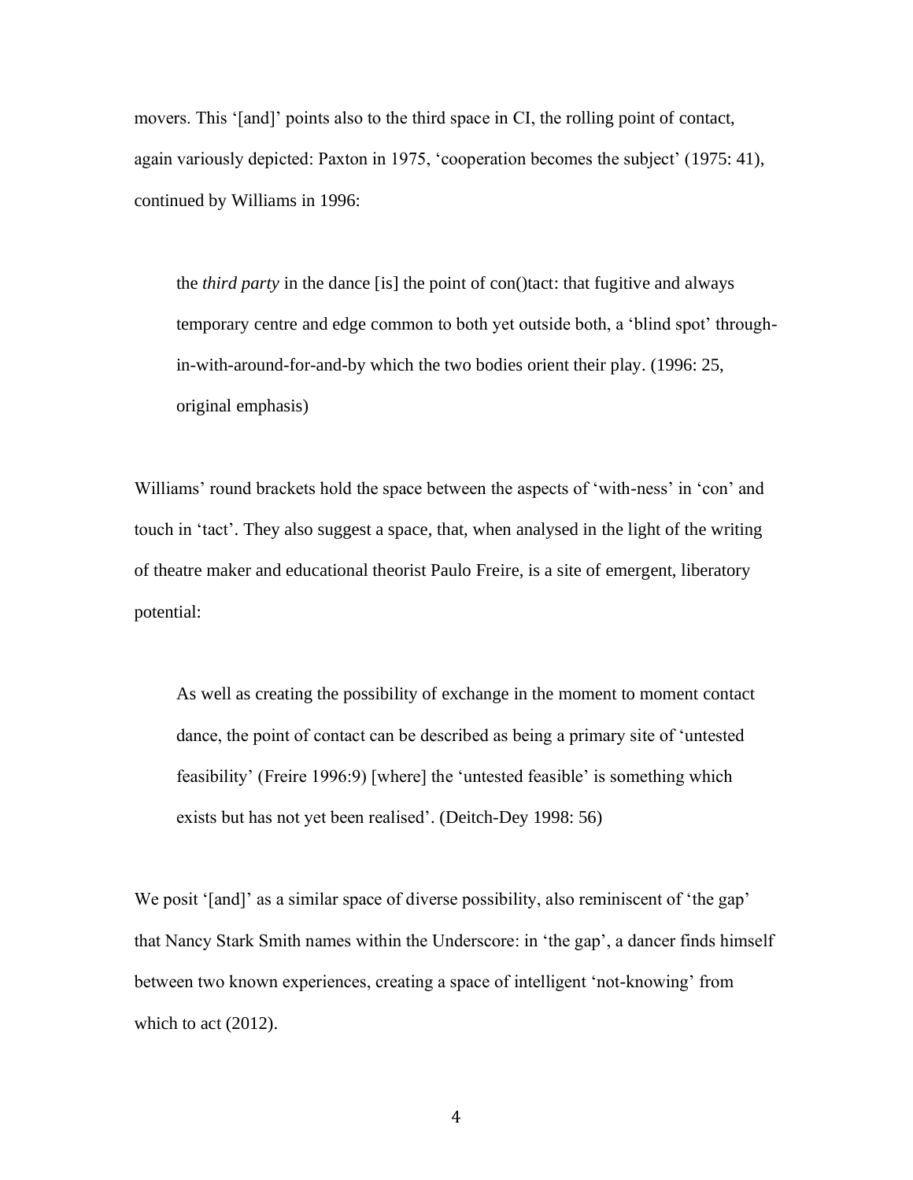movers. This '[and]' points also to the third space in CI, the rolling point of contact, again variously depicted: Paxton in 1975, 'cooperation becomes the subject' (1975: 41), continued by Williams in 1996:

> the *third party* in the dance [is] the point of con()tact: that fugitive and always temporary centre and edge common to both yet outside both, a 'blind spot' through-in-with-around-for-and-by which the two bodies orient their play. (1996: 25, original emphasis)

Williams' round brackets hold the space between the aspects of 'with-ness' in 'con' and touch in 'tact'. They also suggest a space, that, when analysed in the light of the writing of theatre maker and educational theorist Paulo Freire, is a site of emergent, liberatory potential:

> As well as creating the possibility of exchange in the moment to moment contact dance, the point of contact can be described as being a primary site of 'untested feasibility' (Freire 1996:9) [where] the 'untested feasible' is something which exists but has not yet been realised'. (Deitch-Dey 1998: 56)

We posit '[and]' as a similar space of diverse possibility, also reminiscent of 'the gap' that Nancy Stark Smith names within the Underscore: in 'the gap', a dancer finds himself between two known experiences, creating a space of intelligent 'not-knowing' from which to act (2012).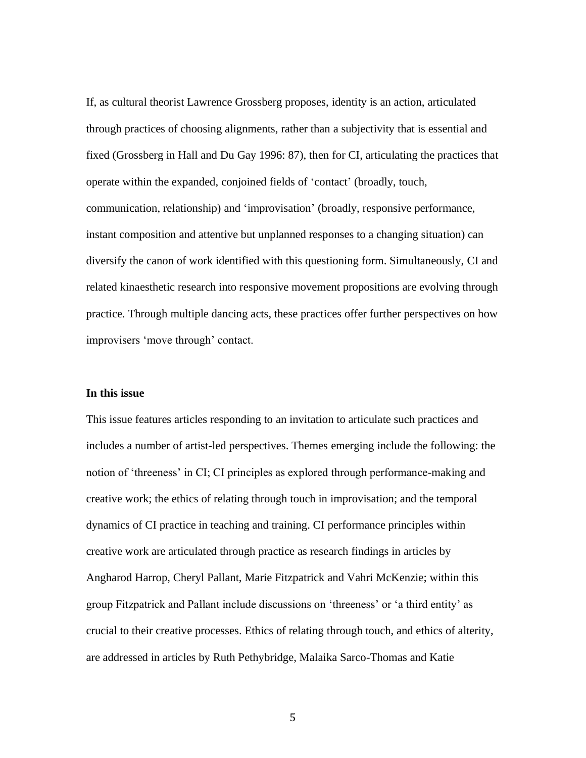If, as cultural theorist Lawrence Grossberg proposes, identity is an action, articulated through practices of choosing alignments, rather than a subjectivity that is essential and fixed (Grossberg in Hall and Du Gay 1996: 87), then for CI, articulating the practices that operate within the expanded, conjoined fields of 'contact' (broadly, touch, communication, relationship) and 'improvisation' (broadly, responsive performance, instant composition and attentive but unplanned responses to a changing situation) can diversify the canon of work identified with this questioning form. Simultaneously, CI and related kinaesthetic research into responsive movement propositions are evolving through practice. Through multiple dancing acts, these practices offer further perspectives on how improvisers 'move through' contact.

**In this issue**

This issue features articles responding to an invitation to articulate such practices and includes a number of artist-led perspectives. Themes emerging include the following: the notion of 'threeness' in CI; CI principles as explored through performance-making and creative work; the ethics of relating through touch in improvisation; and the temporal dynamics of CI practice in teaching and training. CI performance principles within creative work are articulated through practice as research findings in articles by Angharod Harrop, Cheryl Pallant, Marie Fitzpatrick and Vahri McKenzie; within this group Fitzpatrick and Pallant include discussions on 'threeness' or 'a third entity' as crucial to their creative processes. Ethics of relating through touch, and ethics of alterity, are addressed in articles by Ruth Pethybridge, Malaika Sarco-Thomas and Katie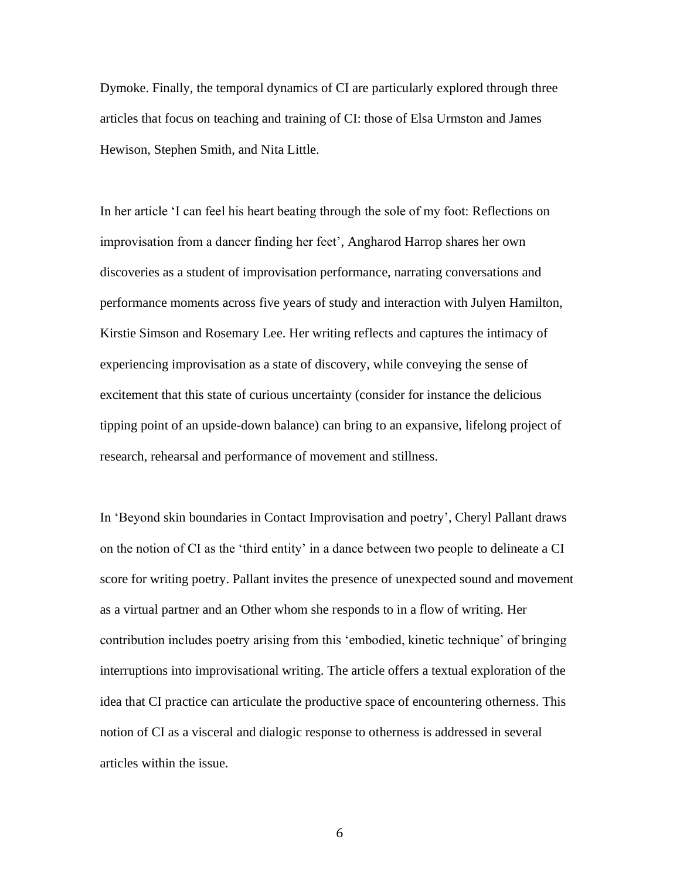Dymoke. Finally, the temporal dynamics of CI are particularly explored through three articles that focus on teaching and training of CI: those of Elsa Urmston and James Hewison, Stephen Smith, and Nita Little.

In her article 'I can feel his heart beating through the sole of my foot: Reflections on improvisation from a dancer finding her feet', Angharod Harrop shares her own discoveries as a student of improvisation performance, narrating conversations and performance moments across five years of study and interaction with Julyen Hamilton, Kirstie Simson and Rosemary Lee. Her writing reflects and captures the intimacy of experiencing improvisation as a state of discovery, while conveying the sense of excitement that this state of curious uncertainty (consider for instance the delicious tipping point of an upside-down balance) can bring to an expansive, lifelong project of research, rehearsal and performance of movement and stillness.

In 'Beyond skin boundaries in Contact Improvisation and poetry', Cheryl Pallant draws on the notion of CI as the 'third entity' in a dance between two people to delineate a CI score for writing poetry. Pallant invites the presence of unexpected sound and movement as a virtual partner and an Other whom she responds to in a flow of writing. Her contribution includes poetry arising from this 'embodied, kinetic technique' of bringing interruptions into improvisational writing. The article offers a textual exploration of the idea that CI practice can articulate the productive space of encountering otherness. This notion of CI as a visceral and dialogic response to otherness is addressed in several articles within the issue.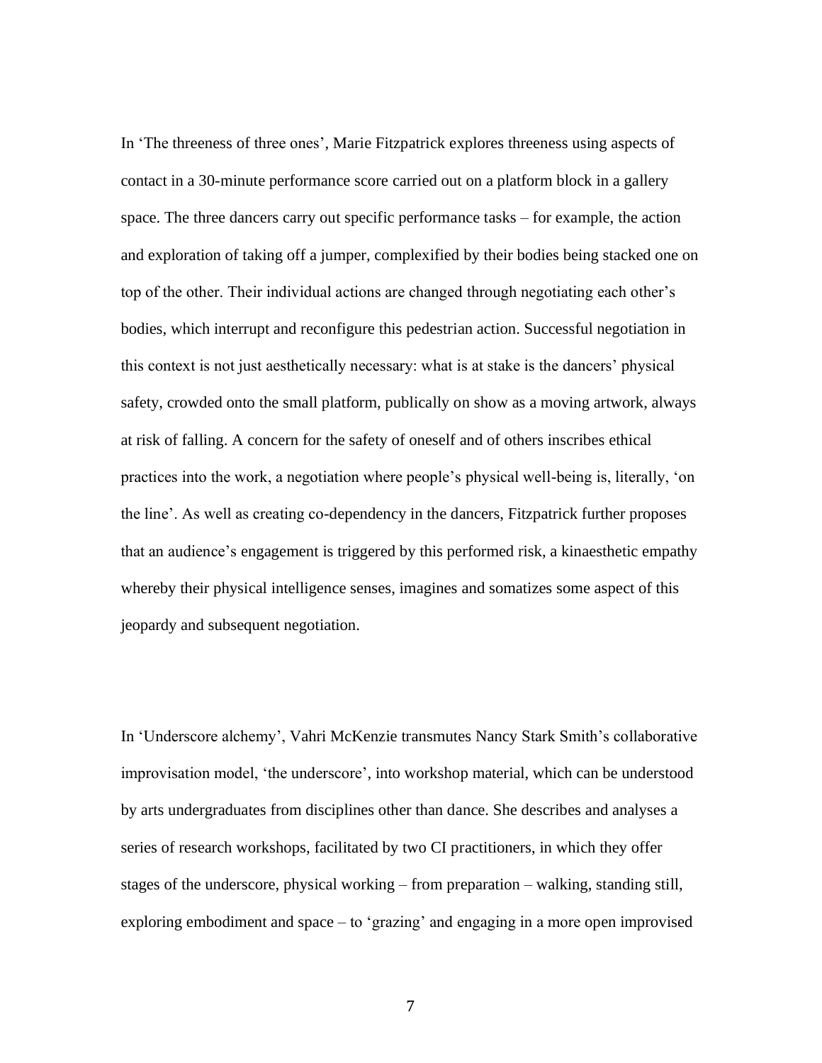In ‘The threeness of three ones’, Marie Fitzpatrick explores threeness using aspects of contact in a 30-minute performance score carried out on a platform block in a gallery space. The three dancers carry out specific performance tasks – for example, the action and exploration of taking off a jumper, complexified by their bodies being stacked one on top of the other. Their individual actions are changed through negotiating each other’s bodies, which interrupt and reconfigure this pedestrian action. Successful negotiation in this context is not just aesthetically necessary: what is at stake is the dancers’ physical safety, crowded onto the small platform, publically on show as a moving artwork, always at risk of falling. A concern for the safety of oneself and of others inscribes ethical practices into the work, a negotiation where people’s physical well-being is, literally, ‘on the line’. As well as creating co-dependency in the dancers, Fitzpatrick further proposes that an audience’s engagement is triggered by this performed risk, a kinaesthetic empathy whereby their physical intelligence senses, imagines and somatizes some aspect of this jeopardy and subsequent negotiation.

In ‘Underscore alchemy’, Vahri McKenzie transmutes Nancy Stark Smith’s collaborative improvisation model, ‘the underscore’, into workshop material, which can be understood by arts undergraduates from disciplines other than dance. She describes and analyses a series of research workshops, facilitated by two CI practitioners, in which they offer stages of the underscore, physical working – from preparation – walking, standing still, exploring embodiment and space – to ‘grazing’ and engaging in a more open improvised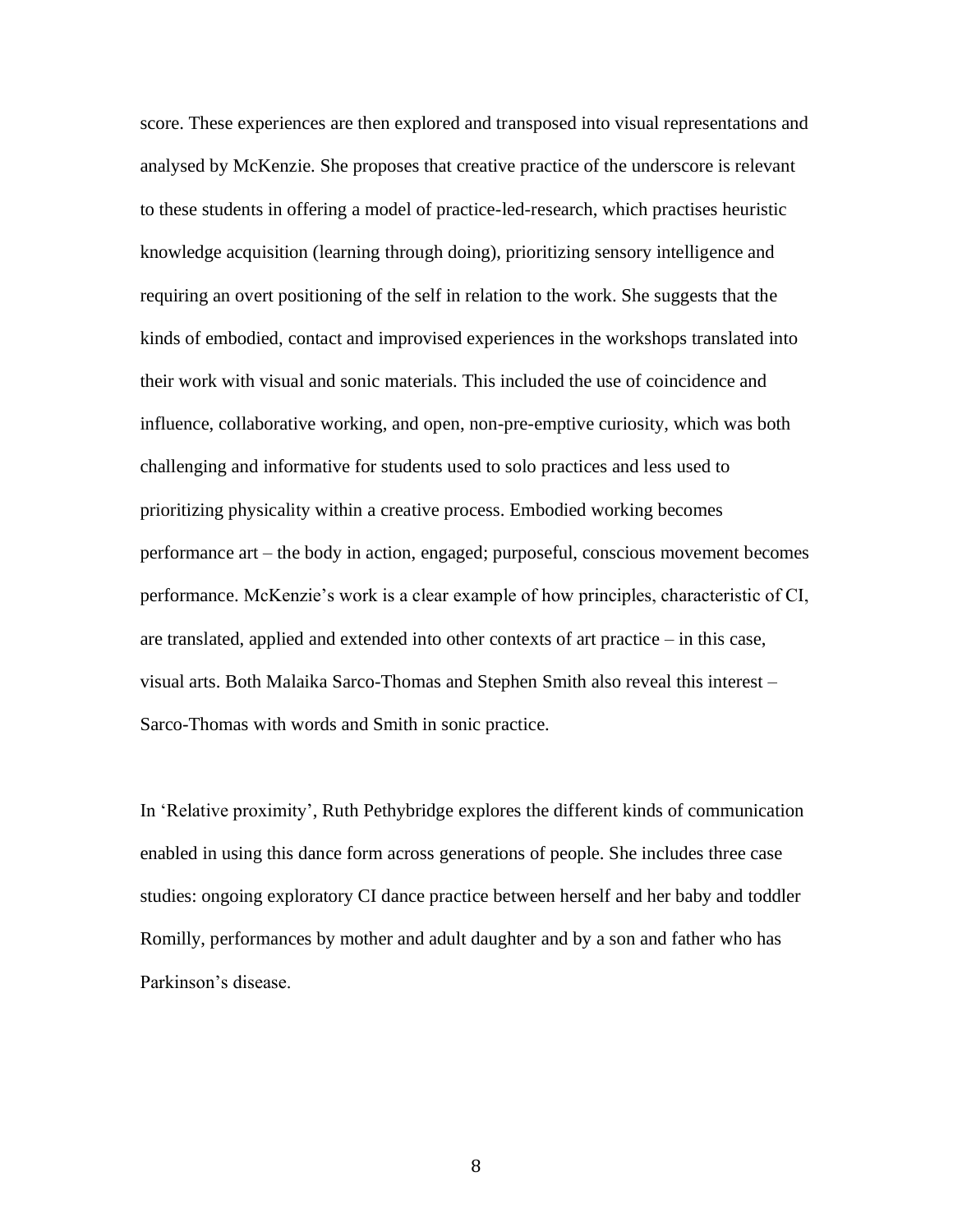score. These experiences are then explored and transposed into visual representations and analysed by McKenzie. She proposes that creative practice of the underscore is relevant to these students in offering a model of practice-led-research, which practises heuristic knowledge acquisition (learning through doing), prioritizing sensory intelligence and requiring an overt positioning of the self in relation to the work. She suggests that the kinds of embodied, contact and improvised experiences in the workshops translated into their work with visual and sonic materials. This included the use of coincidence and influence, collaborative working, and open, non-pre-emptive curiosity, which was both challenging and informative for students used to solo practices and less used to prioritizing physicality within a creative process. Embodied working becomes performance art – the body in action, engaged; purposeful, conscious movement becomes performance. McKenzie's work is a clear example of how principles, characteristic of CI, are translated, applied and extended into other contexts of art practice – in this case, visual arts. Both Malaika Sarco-Thomas and Stephen Smith also reveal this interest – Sarco-Thomas with words and Smith in sonic practice.

In 'Relative proximity', Ruth Pethybridge explores the different kinds of communication enabled in using this dance form across generations of people. She includes three case studies: ongoing exploratory CI dance practice between herself and her baby and toddler Romilly, performances by mother and adult daughter and by a son and father who has Parkinson's disease.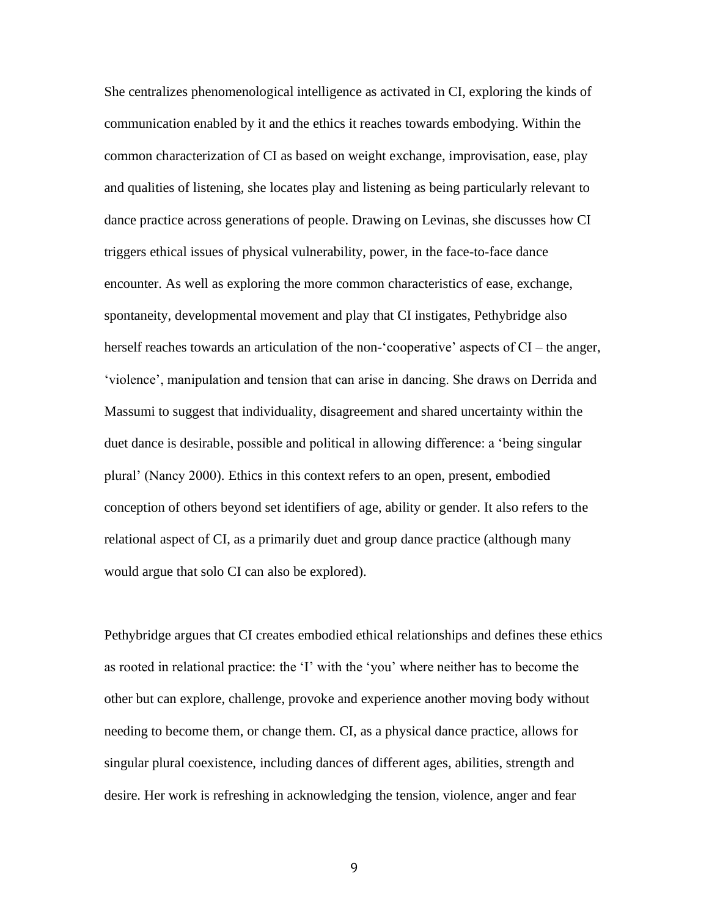She centralizes phenomenological intelligence as activated in CI, exploring the kinds of communication enabled by it and the ethics it reaches towards embodying. Within the common characterization of CI as based on weight exchange, improvisation, ease, play and qualities of listening, she locates play and listening as being particularly relevant to dance practice across generations of people. Drawing on Levinas, she discusses how CI triggers ethical issues of physical vulnerability, power, in the face-to-face dance encounter. As well as exploring the more common characteristics of ease, exchange, spontaneity, developmental movement and play that CI instigates, Pethybridge also herself reaches towards an articulation of the non-'cooperative' aspects of CI – the anger, 'violence', manipulation and tension that can arise in dancing. She draws on Derrida and Massumi to suggest that individuality, disagreement and shared uncertainty within the duet dance is desirable, possible and political in allowing difference: a 'being singular plural' (Nancy 2000). Ethics in this context refers to an open, present, embodied conception of others beyond set identifiers of age, ability or gender. It also refers to the relational aspect of CI, as a primarily duet and group dance practice (although many would argue that solo CI can also be explored).

Pethybridge argues that CI creates embodied ethical relationships and defines these ethics as rooted in relational practice: the 'I' with the 'you' where neither has to become the other but can explore, challenge, provoke and experience another moving body without needing to become them, or change them. CI, as a physical dance practice, allows for singular plural coexistence, including dances of different ages, abilities, strength and desire. Her work is refreshing in acknowledging the tension, violence, anger and fear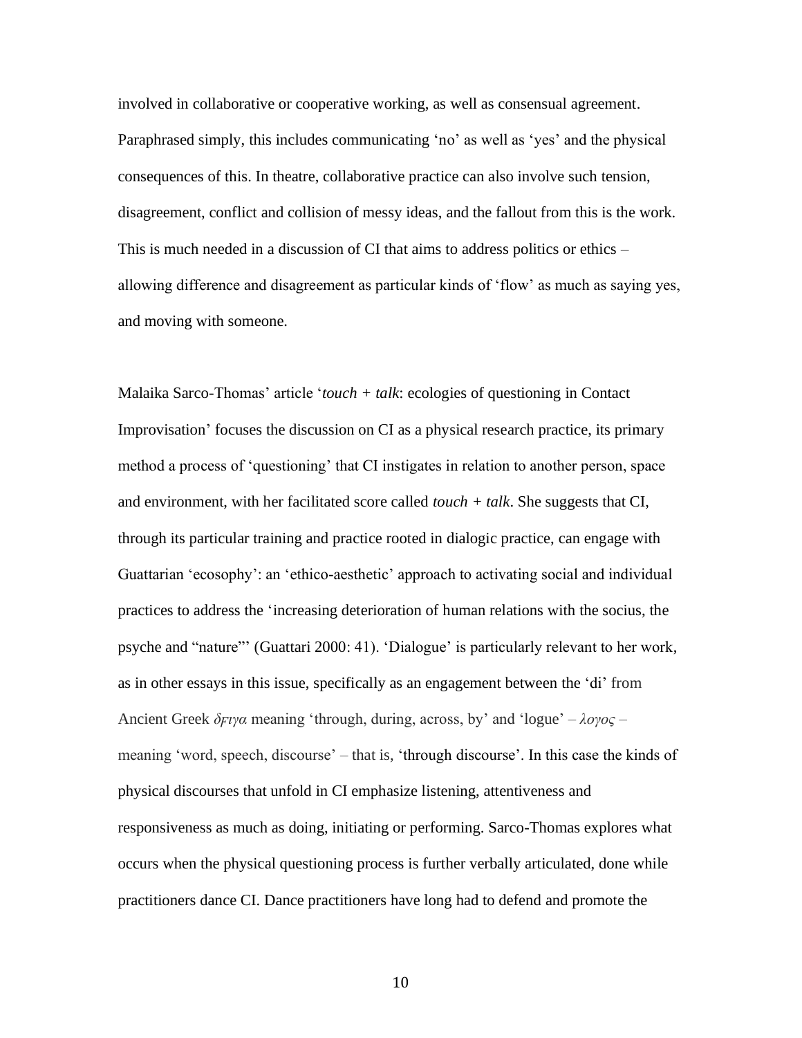involved in collaborative or cooperative working, as well as consensual agreement. Paraphrased simply, this includes communicating 'no' as well as 'yes' and the physical consequences of this. In theatre, collaborative practice can also involve such tension, disagreement, conflict and collision of messy ideas, and the fallout from this is the work. This is much needed in a discussion of CI that aims to address politics or ethics – allowing difference and disagreement as particular kinds of 'flow' as much as saying yes, and moving with someone.

Malaika Sarco-Thomas' article '*touch + talk*: ecologies of questioning in Contact Improvisation' focuses the discussion on CI as a physical research practice, its primary method a process of 'questioning' that CI instigates in relation to another person, space and environment, with her facilitated score called *touch + talk*. She suggests that CI, through its particular training and practice rooted in dialogic practice, can engage with Guattarian 'ecosophy': an 'ethico-aesthetic' approach to activating social and individual practices to address the 'increasing deterioration of human relations with the socius, the psyche and "nature"' (Guattari 2000: 41). 'Dialogue' is particularly relevant to her work, as in other essays in this issue, specifically as an engagement between the 'di' from Ancient Greek *δϝιγα* meaning 'through, during, across, by' and 'logue' – *λογος* – meaning 'word, speech, discourse' – that is, 'through discourse'. In this case the kinds of physical discourses that unfold in CI emphasize listening, attentiveness and responsiveness as much as doing, initiating or performing. Sarco-Thomas explores what occurs when the physical questioning process is further verbally articulated, done while practitioners dance CI. Dance practitioners have long had to defend and promote the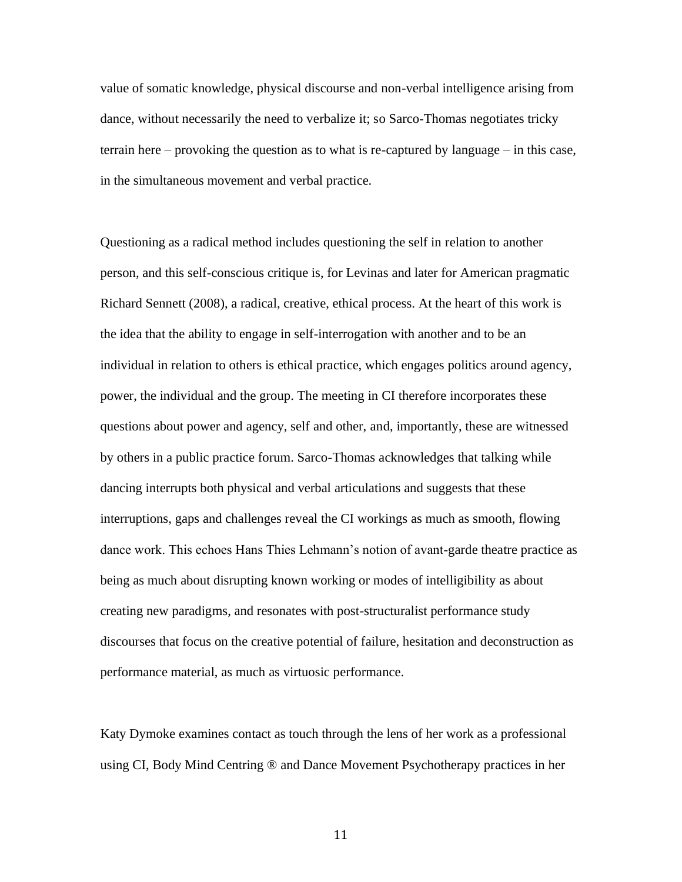value of somatic knowledge, physical discourse and non-verbal intelligence arising from dance, without necessarily the need to verbalize it; so Sarco-Thomas negotiates tricky terrain here – provoking the question as to what is re-captured by language – in this case, in the simultaneous movement and verbal practice.

Questioning as a radical method includes questioning the self in relation to another person, and this self-conscious critique is, for Levinas and later for American pragmatic Richard Sennett (2008), a radical, creative, ethical process. At the heart of this work is the idea that the ability to engage in self-interrogation with another and to be an individual in relation to others is ethical practice, which engages politics around agency, power, the individual and the group. The meeting in CI therefore incorporates these questions about power and agency, self and other, and, importantly, these are witnessed by others in a public practice forum. Sarco-Thomas acknowledges that talking while dancing interrupts both physical and verbal articulations and suggests that these interruptions, gaps and challenges reveal the CI workings as much as smooth, flowing dance work. This echoes Hans Thies Lehmann's notion of avant-garde theatre practice as being as much about disrupting known working or modes of intelligibility as about creating new paradigms, and resonates with post-structuralist performance study discourses that focus on the creative potential of failure, hesitation and deconstruction as performance material, as much as virtuosic performance.

Katy Dymoke examines contact as touch through the lens of her work as a professional using CI, Body Mind Centring ® and Dance Movement Psychotherapy practices in her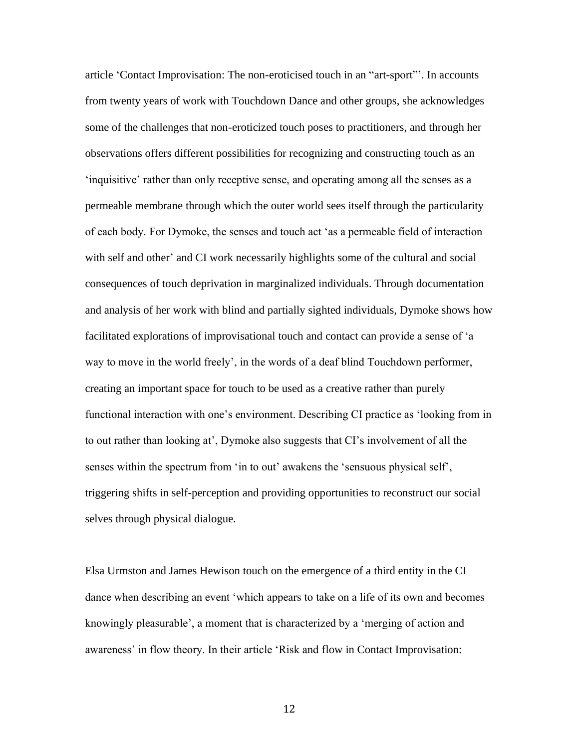article 'Contact Improvisation: The non-eroticised touch in an "art-sport"'. In accounts from twenty years of work with Touchdown Dance and other groups, she acknowledges some of the challenges that non-eroticized touch poses to practitioners, and through her observations offers different possibilities for recognizing and constructing touch as an 'inquisitive' rather than only receptive sense, and operating among all the senses as a permeable membrane through which the outer world sees itself through the particularity of each body. For Dymoke, the senses and touch act 'as a permeable field of interaction with self and other' and CI work necessarily highlights some of the cultural and social consequences of touch deprivation in marginalized individuals. Through documentation and analysis of her work with blind and partially sighted individuals, Dymoke shows how facilitated explorations of improvisational touch and contact can provide a sense of 'a way to move in the world freely', in the words of a deaf blind Touchdown performer, creating an important space for touch to be used as a creative rather than purely functional interaction with one's environment. Describing CI practice as 'looking from in to out rather than looking at', Dymoke also suggests that CI's involvement of all the senses within the spectrum from 'in to out' awakens the 'sensuous physical self', triggering shifts in self-perception and providing opportunities to reconstruct our social selves through physical dialogue.

Elsa Urmston and James Hewison touch on the emergence of a third entity in the CI dance when describing an event 'which appears to take on a life of its own and becomes knowingly pleasurable', a moment that is characterized by a 'merging of action and awareness' in flow theory. In their article 'Risk and flow in Contact Improvisation: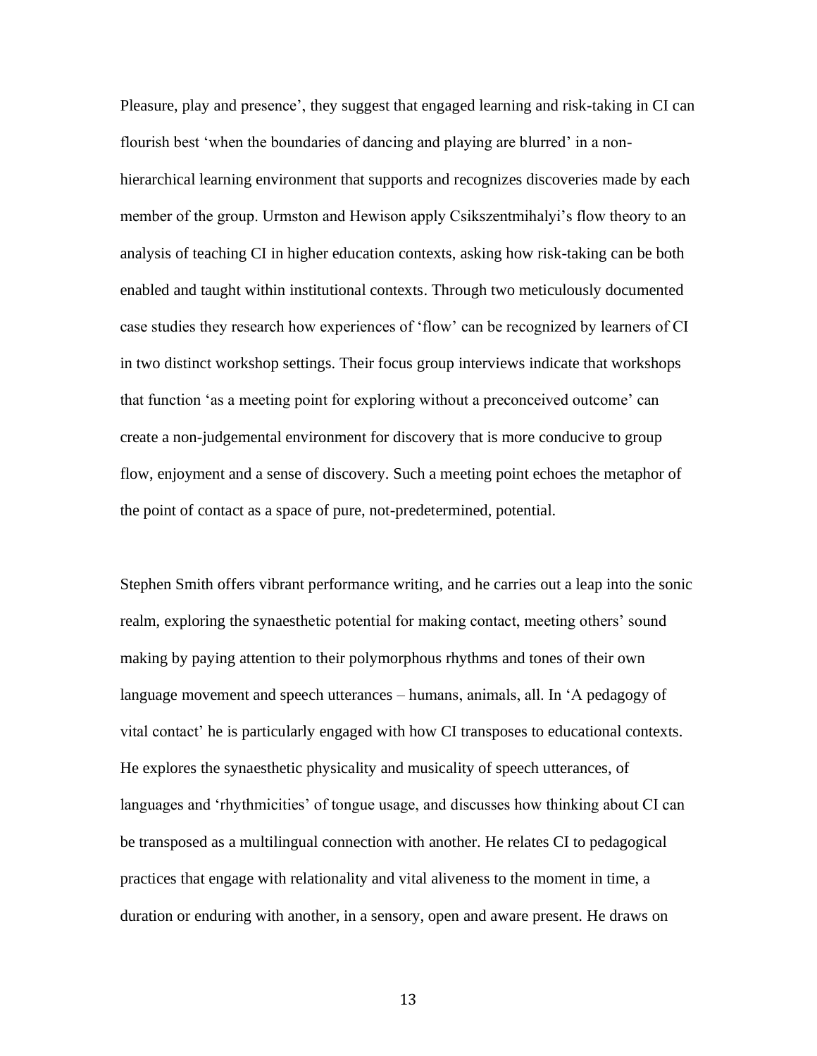Pleasure, play and presence', they suggest that engaged learning and risk-taking in CI can flourish best 'when the boundaries of dancing and playing are blurred' in a non-hierarchical learning environment that supports and recognizes discoveries made by each member of the group. Urmston and Hewison apply Csikszentmihalyi's flow theory to an analysis of teaching CI in higher education contexts, asking how risk-taking can be both enabled and taught within institutional contexts. Through two meticulously documented case studies they research how experiences of 'flow' can be recognized by learners of CI in two distinct workshop settings. Their focus group interviews indicate that workshops that function 'as a meeting point for exploring without a preconceived outcome' can create a non-judgemental environment for discovery that is more conducive to group flow, enjoyment and a sense of discovery. Such a meeting point echoes the metaphor of the point of contact as a space of pure, not-predetermined, potential.

Stephen Smith offers vibrant performance writing, and he carries out a leap into the sonic realm, exploring the synaesthetic potential for making contact, meeting others' sound making by paying attention to their polymorphous rhythms and tones of their own language movement and speech utterances – humans, animals, all. In 'A pedagogy of vital contact' he is particularly engaged with how CI transposes to educational contexts. He explores the synaesthetic physicality and musicality of speech utterances, of languages and 'rhythmicities' of tongue usage, and discusses how thinking about CI can be transposed as a multilingual connection with another. He relates CI to pedagogical practices that engage with relationality and vital aliveness to the moment in time, a duration or enduring with another, in a sensory, open and aware present. He draws on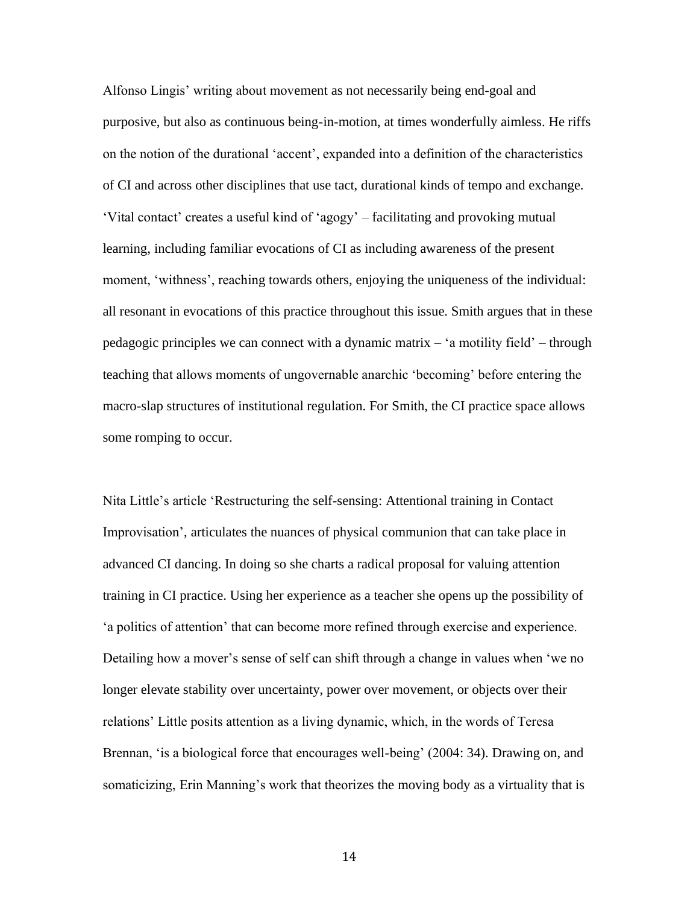Alfonso Lingis' writing about movement as not necessarily being end-goal and purposive, but also as continuous being-in-motion, at times wonderfully aimless. He riffs on the notion of the durational 'accent', expanded into a definition of the characteristics of CI and across other disciplines that use tact, durational kinds of tempo and exchange. 'Vital contact' creates a useful kind of 'agogy' – facilitating and provoking mutual learning, including familiar evocations of CI as including awareness of the present moment, 'withness', reaching towards others, enjoying the uniqueness of the individual: all resonant in evocations of this practice throughout this issue. Smith argues that in these pedagogic principles we can connect with a dynamic matrix – 'a motility field' – through teaching that allows moments of ungovernable anarchic 'becoming' before entering the macro-slap structures of institutional regulation. For Smith, the CI practice space allows some romping to occur.

Nita Little's article 'Restructuring the self-sensing: Attentional training in Contact Improvisation', articulates the nuances of physical communion that can take place in advanced CI dancing. In doing so she charts a radical proposal for valuing attention training in CI practice. Using her experience as a teacher she opens up the possibility of 'a politics of attention' that can become more refined through exercise and experience. Detailing how a mover's sense of self can shift through a change in values when 'we no longer elevate stability over uncertainty, power over movement, or objects over their relations' Little posits attention as a living dynamic, which, in the words of Teresa Brennan, 'is a biological force that encourages well-being' (2004: 34). Drawing on, and somaticizing, Erin Manning's work that theorizes the moving body as a virtuality that is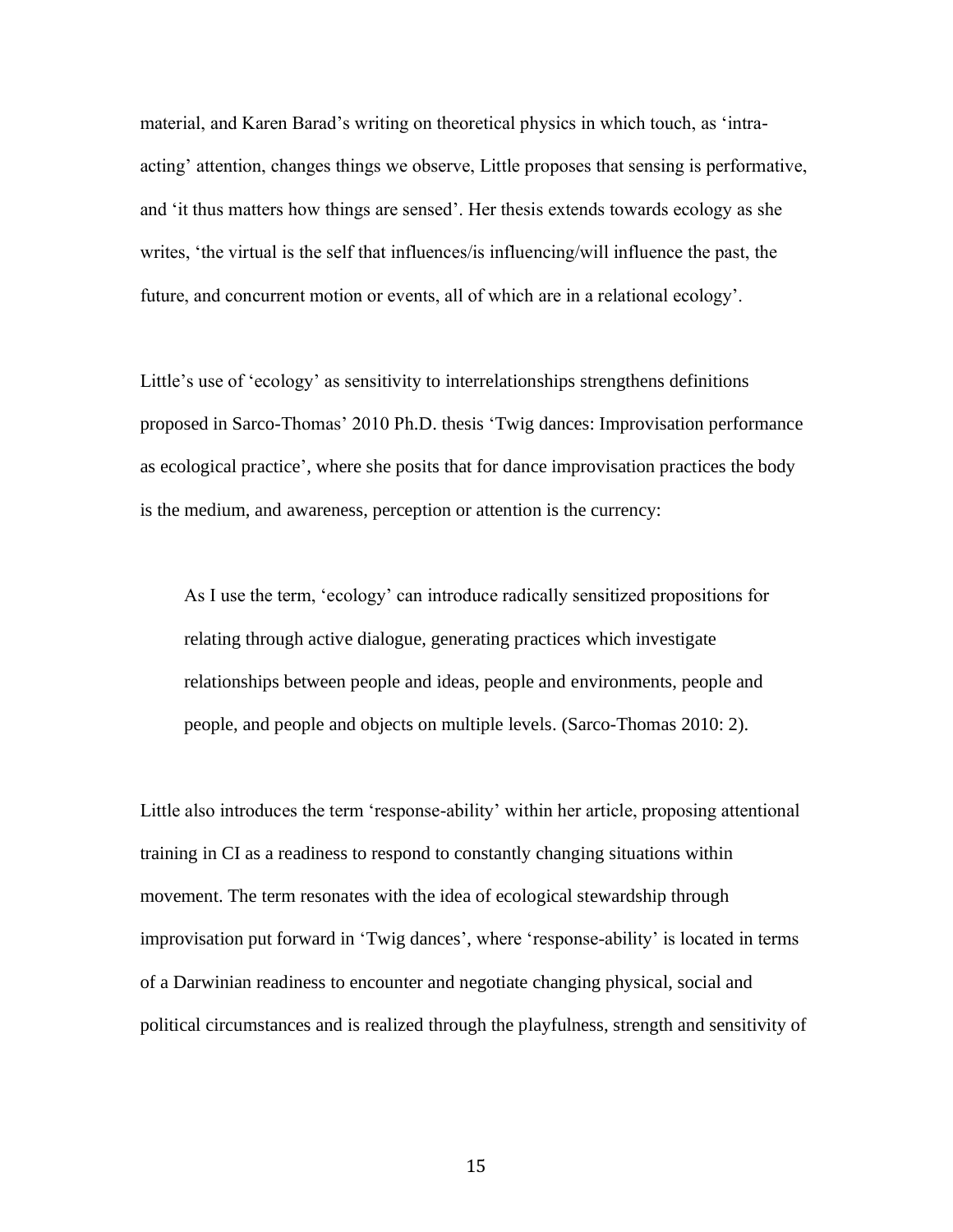material, and Karen Barad's writing on theoretical physics in which touch, as 'intra-acting' attention, changes things we observe, Little proposes that sensing is performative, and 'it thus matters how things are sensed'. Her thesis extends towards ecology as she writes, 'the virtual is the self that influences/is influencing/will influence the past, the future, and concurrent motion or events, all of which are in a relational ecology'.

Little's use of 'ecology' as sensitivity to interrelationships strengthens definitions proposed in Sarco-Thomas' 2010 Ph.D. thesis 'Twig dances: Improvisation performance as ecological practice', where she posits that for dance improvisation practices the body is the medium, and awareness, perception or attention is the currency:

> As I use the term, 'ecology' can introduce radically sensitized propositions for relating through active dialogue, generating practices which investigate relationships between people and ideas, people and environments, people and people, and people and objects on multiple levels. (Sarco-Thomas 2010: 2).

Little also introduces the term 'response-ability' within her article, proposing attentional training in CI as a readiness to respond to constantly changing situations within movement. The term resonates with the idea of ecological stewardship through improvisation put forward in 'Twig dances', where 'response-ability' is located in terms of a Darwinian readiness to encounter and negotiate changing physical, social and political circumstances and is realized through the playfulness, strength and sensitivity of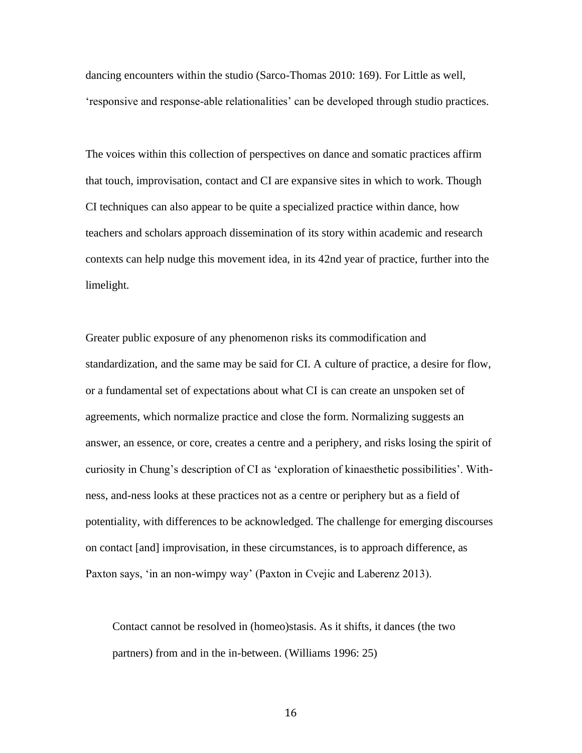dancing encounters within the studio (Sarco-Thomas 2010: 169). For Little as well, 'responsive and response-able relationalities' can be developed through studio practices.

The voices within this collection of perspectives on dance and somatic practices affirm that touch, improvisation, contact and CI are expansive sites in which to work. Though CI techniques can also appear to be quite a specialized practice within dance, how teachers and scholars approach dissemination of its story within academic and research contexts can help nudge this movement idea, in its 42nd year of practice, further into the limelight.

Greater public exposure of any phenomenon risks its commodification and standardization, and the same may be said for CI. A culture of practice, a desire for flow, or a fundamental set of expectations about what CI is can create an unspoken set of agreements, which normalize practice and close the form. Normalizing suggests an answer, an essence, or core, creates a centre and a periphery, and risks losing the spirit of curiosity in Chung's description of CI as 'exploration of kinaesthetic possibilities'. With-ness, and-ness looks at these practices not as a centre or periphery but as a field of potentiality, with differences to be acknowledged. The challenge for emerging discourses on contact [and] improvisation, in these circumstances, is to approach difference, as Paxton says, 'in an non-wimpy way' (Paxton in Cvejic and Laberenz 2013).

> Contact cannot be resolved in (homeo)stasis. As it shifts, it dances (the two partners) from and in the in-between. (Williams 1996: 25)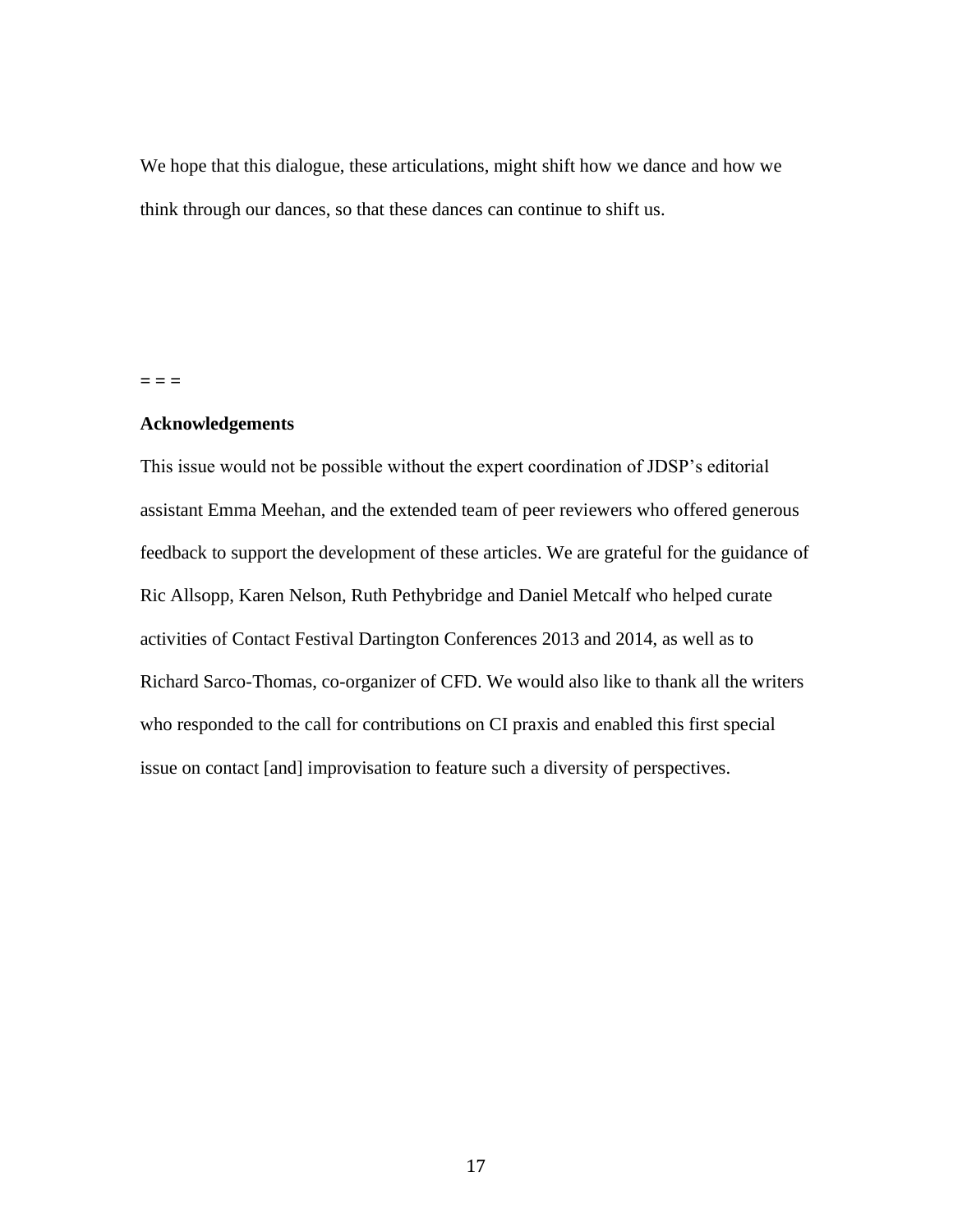We hope that this dialogue, these articulations, might shift how we dance and how we think through our dances, so that these dances can continue to shift us.

= = =

**Acknowledgements**

This issue would not be possible without the expert coordination of JDSP's editorial assistant Emma Meehan, and the extended team of peer reviewers who offered generous feedback to support the development of these articles. We are grateful for the guidance of Ric Allsopp, Karen Nelson, Ruth Pethybridge and Daniel Metcalf who helped curate activities of Contact Festival Dartington Conferences 2013 and 2014, as well as to Richard Sarco-Thomas, co-organizer of CFD. We would also like to thank all the writers who responded to the call for contributions on CI praxis and enabled this first special issue on contact [and] improvisation to feature such a diversity of perspectives.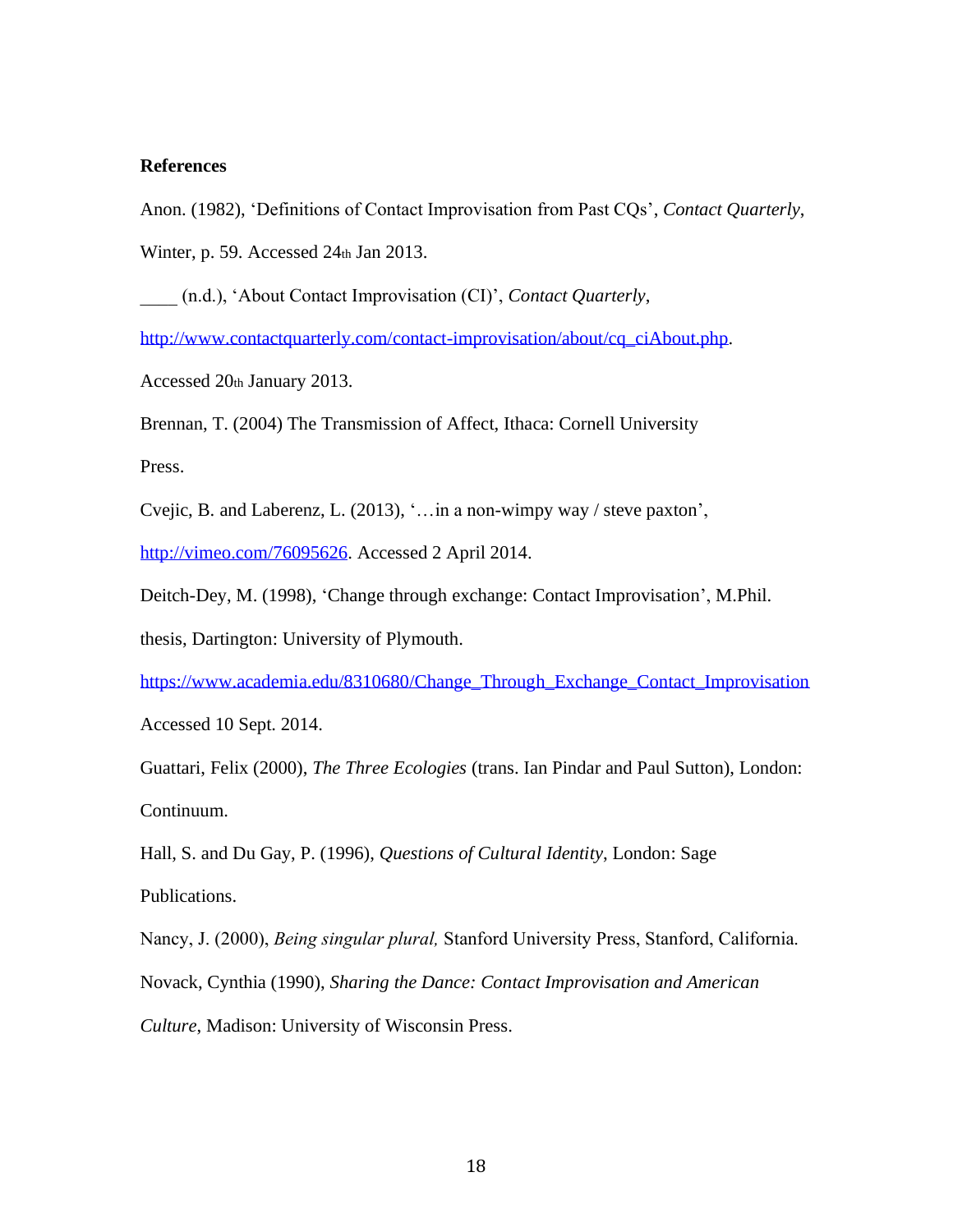**References**

Anon. (1982), 'Definitions of Contact Improvisation from Past CQs', *Contact Quarterly*, Winter, p. 59. Accessed 24th Jan 2013.

____ (n.d.), 'About Contact Improvisation (CI)', *Contact Quarterly*, http://www.contactquarterly.com/contact-improvisation/about/cq_ciAbout.php. Accessed 20th January 2013.

Brennan, T. (2004) The Transmission of Affect, Ithaca: Cornell University Press.

Cvejic, B. and Laberenz, L. (2013), '…in a non-wimpy way / steve paxton', http://vimeo.com/76095626. Accessed 2 April 2014.

Deitch-Dey, M. (1998), 'Change through exchange: Contact Improvisation', M.Phil. thesis, Dartington: University of Plymouth. https://www.academia.edu/8310680/Change_Through_Exchange_Contact_Improvisation Accessed 10 Sept. 2014.

Guattari, Felix (2000), *The Three Ecologies* (trans. Ian Pindar and Paul Sutton), London: Continuum.

Hall, S. and Du Gay, P. (1996), *Questions of Cultural Identity*, London: Sage Publications.

Nancy, J. (2000), *Being singular plural,* Stanford University Press, Stanford, California.

Novack, Cynthia (1990), *Sharing the Dance: Contact Improvisation and American Culture*, Madison: University of Wisconsin Press.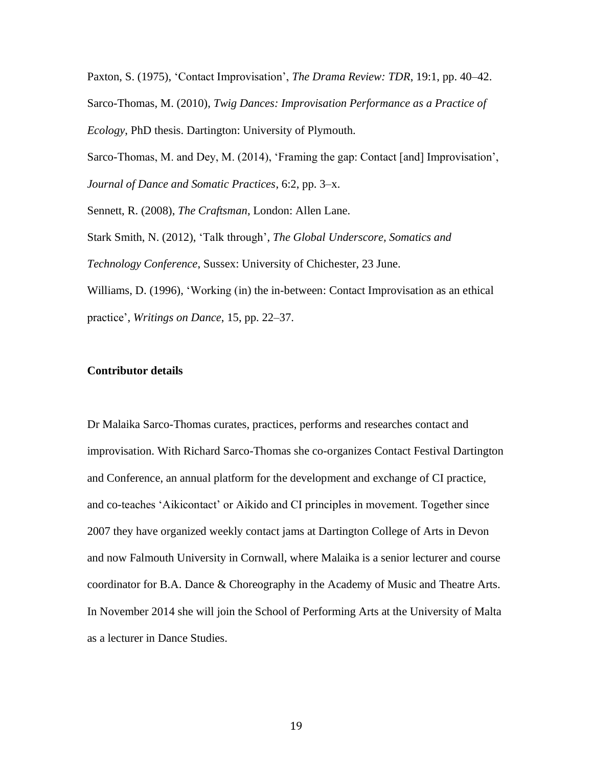Paxton, S. (1975), 'Contact Improvisation', *The Drama Review: TDR*, 19:1, pp. 40–42.

Sarco-Thomas, M. (2010), *Twig Dances: Improvisation Performance as a Practice of Ecology*, PhD thesis. Dartington: University of Plymouth.

Sarco-Thomas, M. and Dey, M. (2014), 'Framing the gap: Contact [and] Improvisation', *Journal of Dance and Somatic Practices*, 6:2, pp. 3–x.

Sennett, R. (2008), *The Craftsman*, London: Allen Lane.

Stark Smith, N. (2012), 'Talk through', *The Global Underscore, Somatics and Technology Conference*, Sussex: University of Chichester, 23 June.

Williams, D. (1996), 'Working (in) the in-between: Contact Improvisation as an ethical practice', *Writings on Dance*, 15, pp. 22–37.

**Contributor details**

Dr Malaika Sarco-Thomas curates, practices, performs and researches contact and improvisation. With Richard Sarco-Thomas she co-organizes Contact Festival Dartington and Conference, an annual platform for the development and exchange of CI practice, and co-teaches 'Aikicontact' or Aikido and CI principles in movement. Together since 2007 they have organized weekly contact jams at Dartington College of Arts in Devon and now Falmouth University in Cornwall, where Malaika is a senior lecturer and course coordinator for B.A. Dance & Choreography in the Academy of Music and Theatre Arts. In November 2014 she will join the School of Performing Arts at the University of Malta as a lecturer in Dance Studies.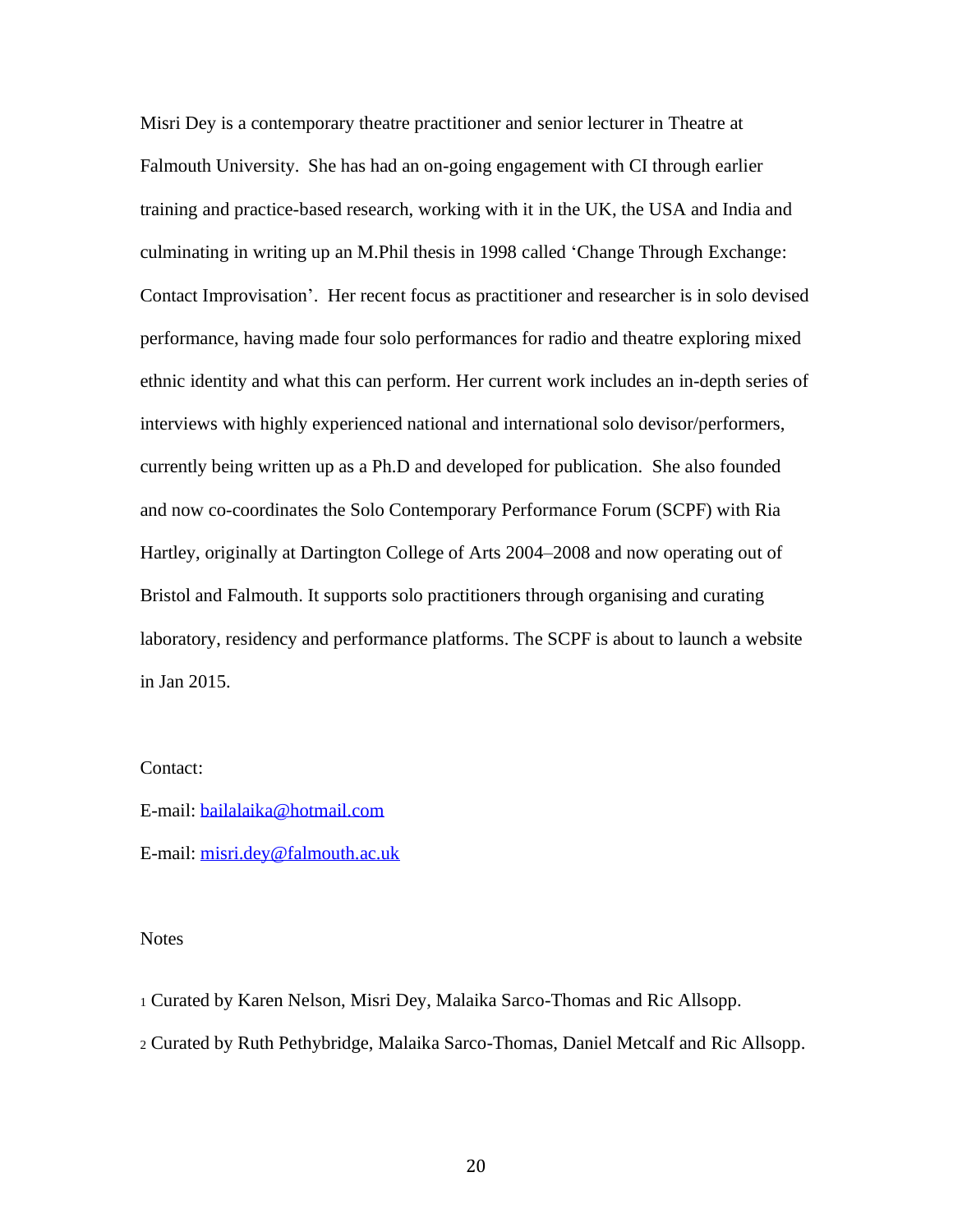Misri Dey is a contemporary theatre practitioner and senior lecturer in Theatre at Falmouth University. She has had an on-going engagement with CI through earlier training and practice-based research, working with it in the UK, the USA and India and culminating in writing up an M.Phil thesis in 1998 called 'Change Through Exchange: Contact Improvisation'. Her recent focus as practitioner and researcher is in solo devised performance, having made four solo performances for radio and theatre exploring mixed ethnic identity and what this can perform. Her current work includes an in-depth series of interviews with highly experienced national and international solo devisor/performers, currently being written up as a Ph.D and developed for publication. She also founded and now co-coordinates the Solo Contemporary Performance Forum (SCPF) with Ria Hartley, originally at Dartington College of Arts 2004–2008 and now operating out of Bristol and Falmouth. It supports solo practitioners through organising and curating laboratory, residency and performance platforms. The SCPF is about to launch a website in Jan 2015.

Contact:

E-mail: bailalaika@hotmail.com

E-mail: misri.dey@falmouth.ac.uk

Notes

1 Curated by Karen Nelson, Misri Dey, Malaika Sarco-Thomas and Ric Allsopp.

2 Curated by Ruth Pethybridge, Malaika Sarco-Thomas, Daniel Metcalf and Ric Allsopp.